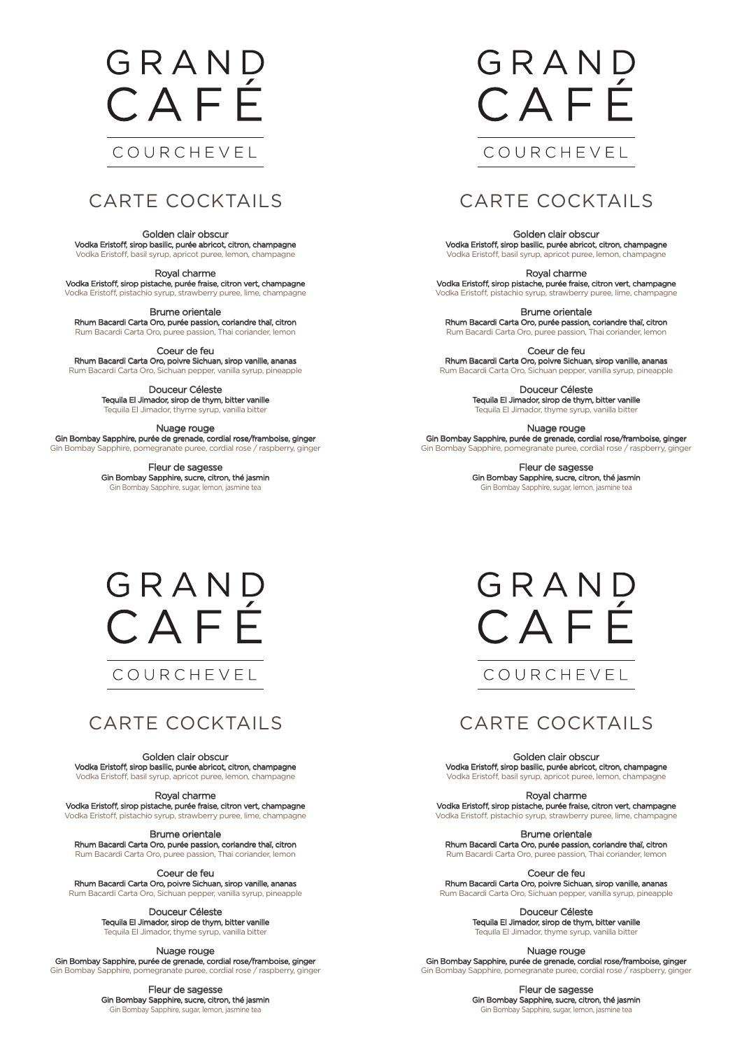# GRAND CAFÉ

COURCHEVEL

## CARTE COCKTAILS

Golden clair obscur
Vodka Eristoff, sirop basilic, purée abricot, citron, champagne
Vodka Eristoff, basil syrup, apricot puree, lemon, champagne

Royal charme
Vodka Eristoff, sirop pistache, purée fraise, citron vert, champagne
Vodka Eristoff, pistachio syrup, strawberry puree, lime, champagne

Brume orientale
Rhum Bacardi Carta Oro, purée passion, coriandre thaï, citron
Rum Bacardi Carta Oro, puree passion, Thai coriander, lemon

Coeur de feu
Rhum Bacardi Carta Oro, poivre Sichuan, sirop vanille, ananas
Rum Bacardi Carta Oro, Sichuan pepper, vanilla syrup, pineapple

Douceur Céleste
Tequila El Jimador, sirop de thym, bitter vanille
Tequila El Jimador, thyme syrup, vanilla bitter

Nuage rouge
Gin Bombay Sapphire, purée de grenade, cordial rose/framboise, ginger
Gin Bombay Sapphire, pomegranate puree, cordial rose / raspberry, ginger

Fleur de sagesse
Gin Bombay Sapphire, sucre, citron, thé jasmin
Gin Bombay Sapphire, sugar, lemon, jasmine tea

# GRAND CAFÉ

COURCHEVEL

## CARTE COCKTAILS

Golden clair obscur
Vodka Eristoff, sirop basilic, purée abricot, citron, champagne
Vodka Eristoff, basil syrup, apricot puree, lemon, champagne

Royal charme
Vodka Eristoff, sirop pistache, purée fraise, citron vert, champagne
Vodka Eristoff, pistachio syrup, strawberry puree, lime, champagne

Brume orientale
Rhum Bacardi Carta Oro, purée passion, coriandre thaï, citron
Rum Bacardi Carta Oro, puree passion, Thai coriander, lemon

Coeur de feu
Rhum Bacardi Carta Oro, poivre Sichuan, sirop vanille, ananas
Rum Bacardi Carta Oro, Sichuan pepper, vanilla syrup, pineapple

Douceur Céleste
Tequila El Jimador, sirop de thym, bitter vanille
Tequila El Jimador, thyme syrup, vanilla bitter

Nuage rouge
Gin Bombay Sapphire, purée de grenade, cordial rose/framboise, ginger
Gin Bombay Sapphire, pomegranate puree, cordial rose / raspberry, ginger

Fleur de sagesse
Gin Bombay Sapphire, sucre, citron, thé jasmin
Gin Bombay Sapphire, sugar, lemon, jasmine tea

# GRAND CAFÉ

COURCHEVEL

## CARTE COCKTAILS

Golden clair obscur
Vodka Eristoff, sirop basilic, purée abricot, citron, champagne
Vodka Eristoff, basil syrup, apricot puree, lemon, champagne

Royal charme
Vodka Eristoff, sirop pistache, purée fraise, citron vert, champagne
Vodka Eristoff, pistachio syrup, strawberry puree, lime, champagne

Brume orientale
Rhum Bacardi Carta Oro, purée passion, coriandre thaï, citron
Rum Bacardi Carta Oro, puree passion, Thai coriander, lemon

Coeur de feu
Rhum Bacardi Carta Oro, poivre Sichuan, sirop vanille, ananas
Rum Bacardi Carta Oro, Sichuan pepper, vanilla syrup, pineapple

Douceur Céleste
Tequila El Jimador, sirop de thym, bitter vanille
Tequila El Jimador, thyme syrup, vanilla bitter

Nuage rouge
Gin Bombay Sapphire, purée de grenade, cordial rose/framboise, ginger
Gin Bombay Sapphire, pomegranate puree, cordial rose / raspberry, ginger

Fleur de sagesse
Gin Bombay Sapphire, sucre, citron, thé jasmin
Gin Bombay Sapphire, sugar, lemon, jasmine tea

# GRAND CAFÉ

COURCHEVEL

## CARTE COCKTAILS

Golden clair obscur
Vodka Eristoff, sirop basilic, purée abricot, citron, champagne
Vodka Eristoff, basil syrup, apricot puree, lemon, champagne

Royal charme
Vodka Eristoff, sirop pistache, purée fraise, citron vert, champagne
Vodka Eristoff, pistachio syrup, strawberry puree, lime, champagne

Brume orientale
Rhum Bacardi Carta Oro, purée passion, coriandre thaï, citron
Rum Bacardi Carta Oro, puree passion, Thai coriander, lemon

Coeur de feu
Rhum Bacardi Carta Oro, poivre Sichuan, sirop vanille, ananas
Rum Bacardi Carta Oro, Sichuan pepper, vanilla syrup, pineapple

Douceur Céleste
Tequila El Jimador, sirop de thym, bitter vanille
Tequila El Jimador, thyme syrup, vanilla bitter

Nuage rouge
Gin Bombay Sapphire, purée de grenade, cordial rose/framboise, ginger
Gin Bombay Sapphire, pomegranate puree, cordial rose / raspberry, ginger

Fleur de sagesse
Gin Bombay Sapphire, sucre, citron, thé jasmin
Gin Bombay Sapphire, sugar, lemon, jasmine tea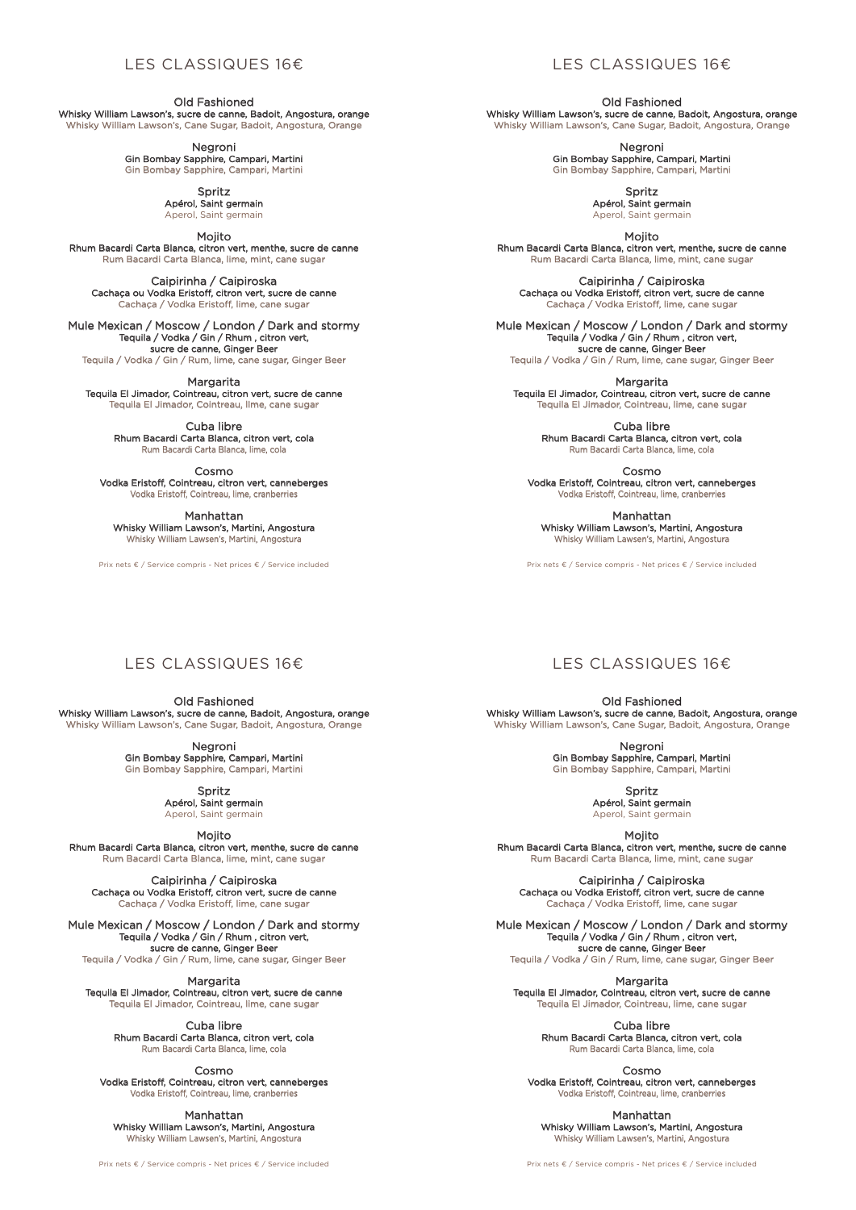## LES CLASSIQUES 16€

**Old Fashioned**
Whisky William Lawson's, sucre de canne, Badoit, Angostura, orange
Whisky William Lawson's, Cane Sugar, Badoit, Angostura, Orange

**Negroni**
Gin Bombay Sapphire, Campari, Martini
Gin Bombay Sapphire, Campari, Martini

**Spritz**
Apérol, Saint germain
Aperol, Saint germain

**Mojito**
Rhum Bacardi Carta Blanca, citron vert, menthe, sucre de canne
Rum Bacardi Carta Blanca, lime, mint, cane sugar

**Caipirinha / Caipiroska**
Cachaça ou Vodka Eristoff, citron vert, sucre de canne
Cachaça / Vodka Eristoff, lime, cane sugar

**Mule Mexican / Moscow / London / Dark and stormy**
Tequila / Vodka / Gin / Rhum , citron vert,
sucre de canne, Ginger Beer
Tequila / Vodka / Gin / Rum, lime, cane sugar, Ginger Beer

**Margarita**
Tequila El Jimador, Cointreau, citron vert, sucre de canne
Tequila El Jimador, Cointreau, llme, cane sugar

**Cuba libre**
Rhum Bacardi Carta Blanca, citron vert, cola
Rum Bacardi Carta Blanca, lime, cola

**Cosmo**
Vodka Eristoff, Cointreau, citron vert, canneberges
Vodka Eristoff, Cointreau, lime, cranberries

**Manhattan**
Whisky William Lawson's, Martini, Angostura
Whisky William Lawsen's, Martini, Angostura

Prix nets € / Service compris - Net prices € / Service included

## LES CLASSIQUES 16€

**Old Fashioned**
Whisky William Lawson's, sucre de canne, Badoit, Angostura, orange
Whisky William Lawson's, Cane Sugar, Badoit, Angostura, Orange

**Negroni**
Gin Bombay Sapphire, Campari, Martini
Gin Bombay Sapphire, Campari, Martini

**Spritz**
Apérol, Saint germain
Aperol, Saint germain

**Mojito**
Rhum Bacardi Carta Blanca, citron vert, menthe, sucre de canne
Rum Bacardi Carta Blanca, lime, mint, cane sugar

**Caipirinha / Caipiroska**
Cachaça ou Vodka Eristoff, citron vert, sucre de canne
Cachaça / Vodka Eristoff, lime, cane sugar

**Mule Mexican / Moscow / London / Dark and stormy**
Tequila / Vodka / Gin / Rhum , citron vert,
sucre de canne, Ginger Beer
Tequila / Vodka / Gin / Rum, lime, cane sugar, Ginger Beer

**Margarita**
Tequila El Jimador, Cointreau, citron vert, sucre de canne
Tequila El Jimador, Cointreau, lime, cane sugar

**Cuba libre**
Rhum Bacardi Carta Blanca, citron vert, cola
Rum Bacardi Carta Blanca, lime, cola

**Cosmo**
Vodka Eristoff, Cointreau, citron vert, canneberges
Vodka Eristoff, Cointreau, lime, cranberries

**Manhattan**
Whisky William Lawson's, Martini, Angostura
Whisky William Lawsen's, Martini, Angostura

Prix nets € / Service compris - Net prices € / Service included

## LES CLASSIQUES 16€

**Old Fashioned**
Whisky William Lawson's, sucre de canne, Badoit, Angostura, orange
Whisky William Lawson's, Cane Sugar, Badoit, Angostura, Orange

**Negroni**
Gin Bombay Sapphire, Campari, Martini
Gin Bombay Sapphire, Campari, Martini

**Spritz**
Apérol, Saint germain
Aperol, Saint germain

**Mojito**
Rhum Bacardi Carta Blanca, citron vert, menthe, sucre de canne
Rum Bacardi Carta Blanca, lime, mint, cane sugar

**Caipirinha / Caipiroska**
Cachaça ou Vodka Eristoff, citron vert, sucre de canne
Cachaça / Vodka Eristoff, lime, cane sugar

**Mule Mexican / Moscow / London / Dark and stormy**
Tequila / Vodka / Gin / Rhum , citron vert,
sucre de canne, Ginger Beer
Tequila / Vodka / Gin / Rum, lime, cane sugar, Ginger Beer

**Margarita**
Tequila El Jimador, Cointreau, citron vert, sucre de canne
Tequila El Jimador, Cointreau, llme, cane sugar

**Cuba libre**
Rhum Bacardi Carta Blanca, citron vert, cola
Rum Bacardi Carta Blanca, lime, cola

**Cosmo**
Vodka Eristoff, Cointreau, citron vert, canneberges
Vodka Eristoff, Cointreau, lime, cranberries

**Manhattan**
Whisky William Lawson's, Martini, Angostura
Whisky William Lawsen's, Martini, Angostura

Prix nets € / Service compris - Net prices € / Service included

## LES CLASSIQUES 16€

**Old Fashioned**
Whisky William Lawson's, sucre de canne, Badoit, Angostura, orange
Whisky William Lawson's, Cane Sugar, Badoit, Angostura, Orange

**Negroni**
Gin Bombay Sapphire, Campari, Martini
Gin Bombay Sapphire, Campari, Martini

**Spritz**
Apérol, Saint germain
Aperol, Saint germain

**Mojito**
Rhum Bacardi Carta Blanca, citron vert, menthe, sucre de canne
Rum Bacardi Carta Blanca, lime, mint, cane sugar

**Caipirinha / Caipiroska**
Cachaça ou Vodka Eristoff, citron vert, sucre de canne
Cachaça / Vodka Eristoff, lime, cane sugar

**Mule Mexican / Moscow / London / Dark and stormy**
Tequila / Vodka / Gin / Rhum , citron vert,
sucre de canne, Ginger Beer
Tequila / Vodka / Gin / Rum, lime, cane sugar, Ginger Beer

**Margarita**
Tequila El Jimador, Cointreau, citron vert, sucre de canne
Tequila El Jimador, Cointreau, lime, cane sugar

**Cuba libre**
Rhum Bacardi Carta Blanca, citron vert, cola
Rum Bacardi Carta Blanca, lime, cola

**Cosmo**
Vodka Eristoff, Cointreau, citron vert, canneberges
Vodka Eristoff, Cointreau, lime, cranberries

**Manhattan**
Whisky William Lawson's, Martini, Angostura
Whisky William Lawsen's, Martini, Angostura

Prix nets € / Service compris - Net prices € / Service included